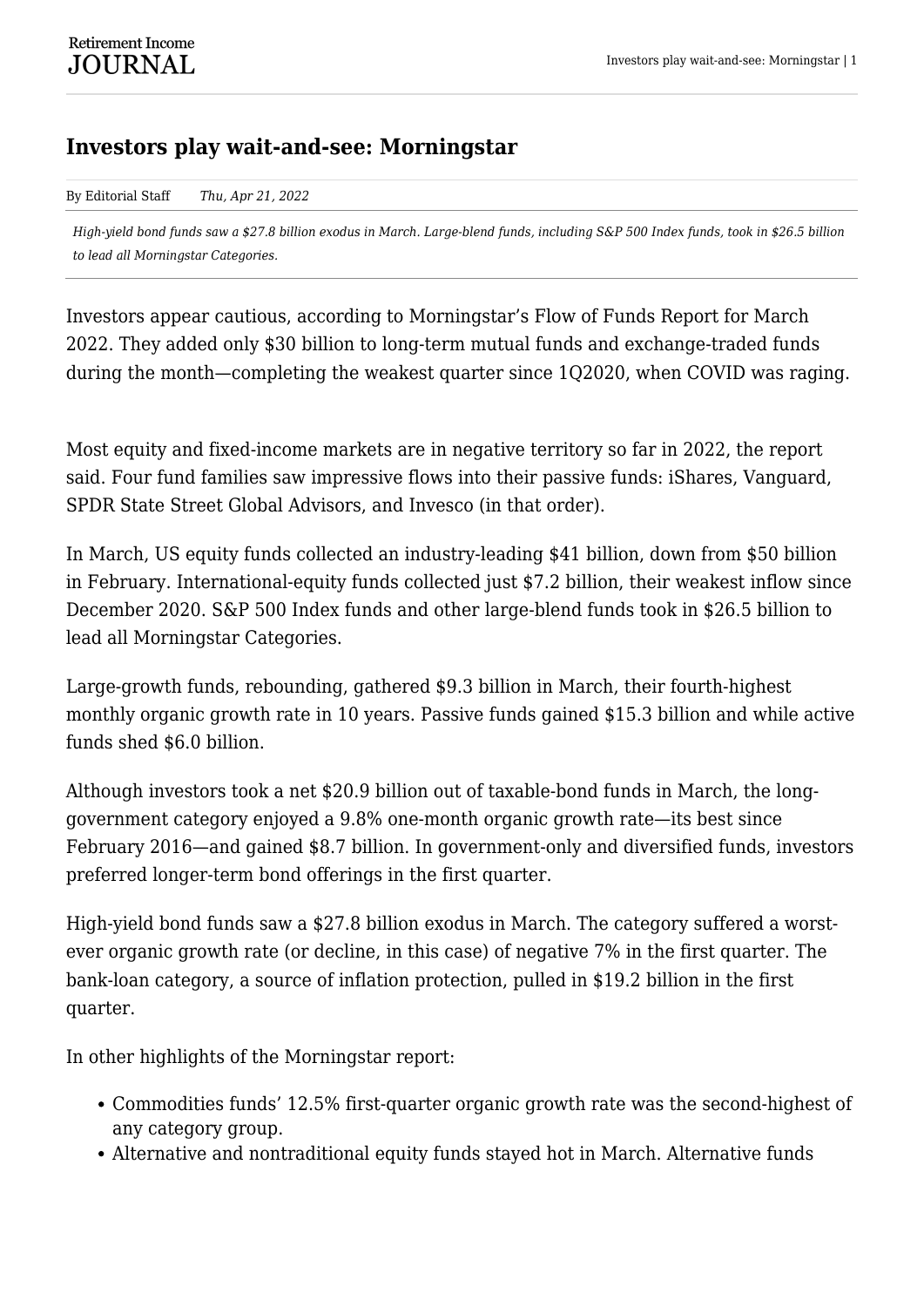# Investors play wait-and-see: Morningstar

By Editorial Staff *Thu, Apr 21, 2022*

*High-yield bond funds saw a $27.8 billion exodus in March. Large-blend funds, including S&P 500 Index funds, took in $26.5 billion to lead all Morningstar Categories.*

Investors appear cautious, according to Morningstar's Flow of Funds Report for March 2022. They added only $30 billion to long-term mutual funds and exchange-traded funds during the month—completing the weakest quarter since 1Q2020, when COVID was raging.

Most equity and fixed-income markets are in negative territory so far in 2022, the report said. Four fund families saw impressive flows into their passive funds: iShares, Vanguard, SPDR State Street Global Advisors, and Invesco (in that order).

In March, US equity funds collected an industry-leading $41 billion, down from $50 billion in February. International-equity funds collected just $7.2 billion, their weakest inflow since December 2020. S&P 500 Index funds and other large-blend funds took in $26.5 billion to lead all Morningstar Categories.

Large-growth funds, rebounding, gathered $9.3 billion in March, their fourth-highest monthly organic growth rate in 10 years. Passive funds gained $15.3 billion and while active funds shed $6.0 billion.

Although investors took a net $20.9 billion out of taxable-bond funds in March, the long-government category enjoyed a 9.8% one-month organic growth rate—its best since February 2016—and gained $8.7 billion. In government-only and diversified funds, investors preferred longer-term bond offerings in the first quarter.

High-yield bond funds saw a $27.8 billion exodus in March. The category suffered a worst-ever organic growth rate (or decline, in this case) of negative 7% in the first quarter. The bank-loan category, a source of inflation protection, pulled in $19.2 billion in the first quarter.

In other highlights of the Morningstar report:

- Commodities funds' 12.5% first-quarter organic growth rate was the second-highest of any category group.
- Alternative and nontraditional equity funds stayed hot in March. Alternative funds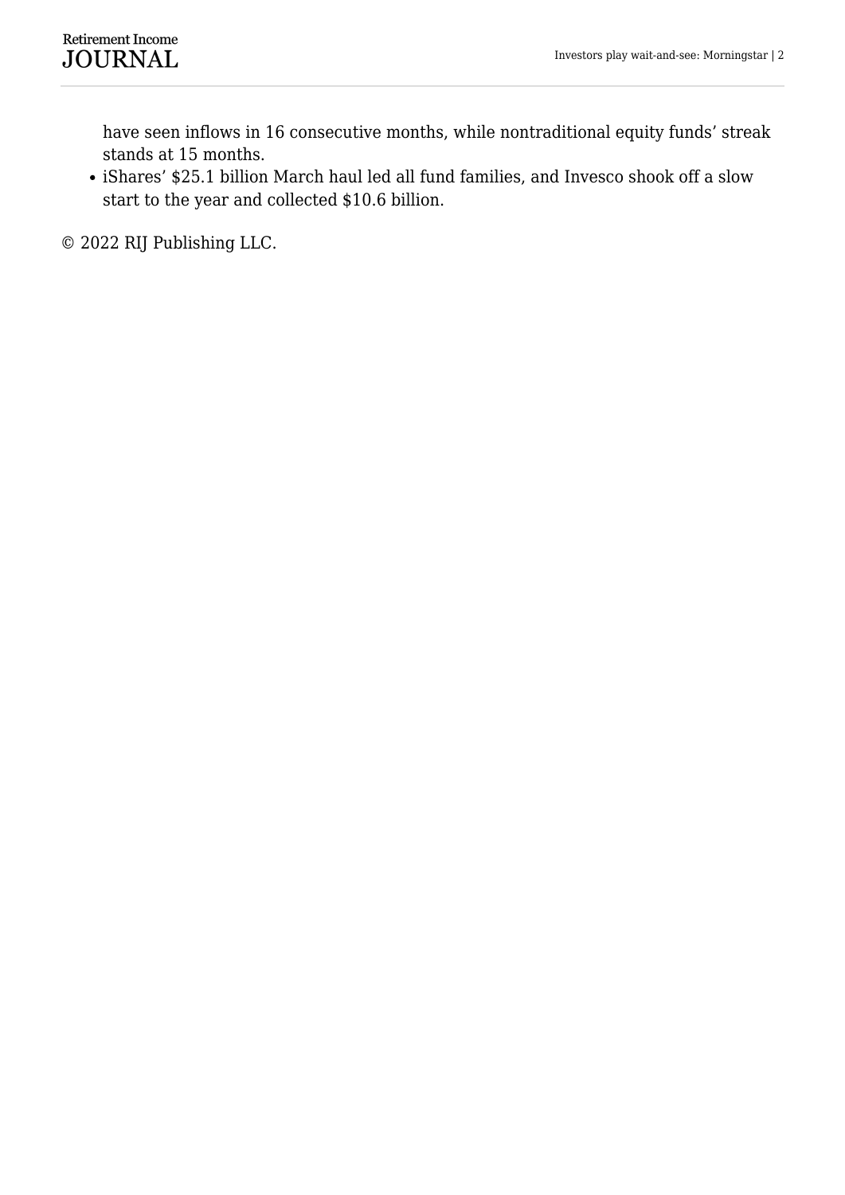have seen inflows in 16 consecutive months, while nontraditional equity funds' streak stands at 15 months.

- iShares' $25.1 billion March haul led all fund families, and Invesco shook off a slow start to the year and collected $10.6 billion.

© 2022 RIJ Publishing LLC.